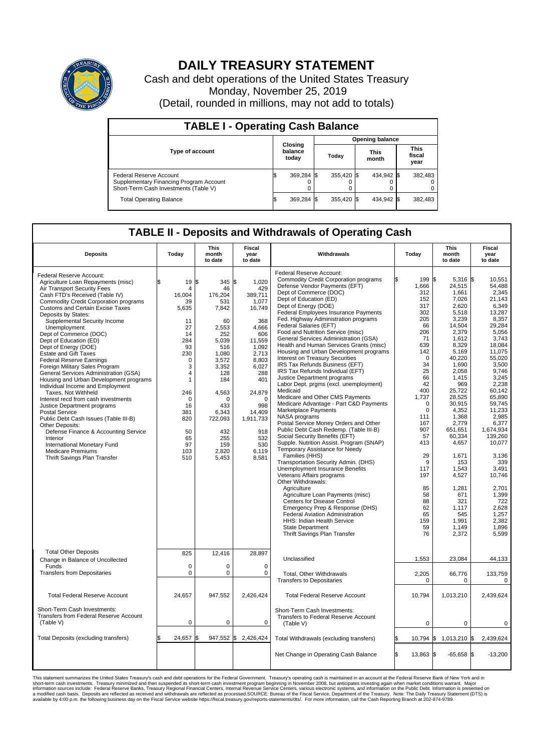# DAILY TREASURY STATEMENT

Cash and debt operations of the United States Treasury
Monday, November 25, 2019
(Detail, rounded in millions, may not add to totals)

## TABLE I - Operating Cash Balance

| Type of account | Closing balance today | Opening balance Today | Opening balance This month | Opening balance This fiscal year |
|---|---|---|---|---|
| Federal Reserve Account | $ 369,284 | $ 355,420 | $ 434,942 | $ 382,483 |
| Supplementary Financing Program Account | 0 | 0 | 0 | 0 |
| Short-Term Cash Investments (Table V) | 0 | 0 | 0 | 0 |
| Total Operating Balance | $ 369,284 | $ 355,420 | $ 434,942 | $ 382,483 |

## TABLE II - Deposits and Withdrawals of Operating Cash

| Deposits | Today | This month to date | Fiscal year to date | Withdrawals | Today | This month to date | Fiscal year to date |
|---|---|---|---|---|---|---|---|
| Federal Reserve Account: | | | | Federal Reserve Account: | | | |
| Agriculture Loan Repayments (misc) | $ 19 | $ 345 | $ 1,020 | Commodity Credit Corporation programs | $ 199 | $ 5,316 | $ 10,551 |
| Air Transport Security Fees | 4 | 46 | 429 | Defense Vendor Payments (EFT) | 1,666 | 24,515 | 54,488 |
| Cash FTD's Received (Table IV) | 16,004 | 176,204 | 389,711 | Dept of Commerce (DOC) | 312 | 1,661 | 2,345 |
| Commodity Credit Corporation programs | 39 | 531 | 1,077 | Dept of Education (ED) | 152 | 7,026 | 21,143 |
| Customs and Certain Excise Taxes | 5,635 | 7,842 | 16,749 | Dept of Energy (DOE) | 317 | 2,620 | 6,349 |
| Deposits by States: | | | | Federal Employees Insurance Payments | 302 | 5,518 | 13,287 |
| Supplemental Security Income | 11 | 60 | 368 | Fed. Highway Administration programs | 205 | 3,239 | 8,357 |
| Unemployment | 27 | 2,553 | 4,666 | Federal Salaries (EFT) | 66 | 14,504 | 29,284 |
| Dept of Commerce (DOC) | 14 | 252 | 606 | Food and Nutrition Service (misc) | 206 | 2,379 | 5,056 |
| Dept of Education (ED) | 284 | 5,039 | 11,559 | General Services Administration (GSA) | 71 | 1,612 | 3,743 |
| Dept of Energy (DOE) | 93 | 516 | 1,092 | Health and Human Services Grants (misc) | 639 | 8,329 | 18,084 |
| Estate and Gift Taxes | 230 | 1,080 | 2,713 | Housing and Urban Development programs | 142 | 5,169 | 11,075 |
| Federal Reserve Earnings | 0 | 3,572 | 8,803 | Interest on Treasury Securities | 0 | 40,220 | 55,020 |
| Foreign Military Sales Program | 3 | 3,352 | 6,027 | IRS Tax Refunds Business (EFT) | 34 | 1,690 | 3,500 |
| General Services Administration (GSA) | 4 | 128 | 288 | IRS Tax Refunds Individual (EFT) | 25 | 2,058 | 9,746 |
| Housing and Urban Development programs | 1 | 184 | 401 | Justice Department programs | 66 | 1,415 | 3,245 |
| Individual Income and Employment Taxes, Not Withheld | 246 | 4,563 | 24,879 | Labor Dept. prgms (excl. unemployment) | 42 | 969 | 2,238 |
| Interest recd from cash investments | 0 | 0 | 0 | Medicaid | 400 | 25,722 | 60,142 |
| Justice Department programs | 16 | 433 | 998 | Medicare and Other CMS Payments | 1,737 | 28,525 | 65,890 |
| Postal Service | 381 | 6,343 | 14,409 | Medicare Advantage - Part C&D Payments | 0 | 30,915 | 59,745 |
| Public Debt Cash Issues (Table III-B) | 820 | 722,093 | 1,911,733 | Marketplace Payments | 0 | 4,352 | 11,233 |
| Other Deposits: | | | | NASA programs | 111 | 1,368 | 2,985 |
| Defense Finance & Accounting Service | 50 | 432 | 918 | Postal Service Money Orders and Other | 167 | 2,779 | 6,377 |
| Interior | 65 | 255 | 532 | Public Debt Cash Redemp. (Table III-B) | 907 | 651,651 | 1,674,934 |
| International Monetary Fund | 97 | 159 | 530 | Social Security Benefits (EFT) | 57 | 60,334 | 139,260 |
| Medicare Premiums | 103 | 2,820 | 6,119 | Supple. Nutrition Assist. Program (SNAP) | 413 | 4,657 | 10,077 |
| Thrift Savings Plan Transfer | 510 | 5,453 | 8,581 | Temporary Assistance for Needy Families (HHS) | 29 | 1,671 | 3,136 |
| | | | | Transportation Security Admin. (DHS) | 9 | 153 | 339 |
| | | | | Unemployment Insurance Benefits | 117 | 1,543 | 3,491 |
| | | | | Veterans Affairs programs | 197 | 4,527 | 10,746 |
| | | | | Other Withdrawals: | | | |
| | | | | Agriculture | 85 | 1,281 | 2,701 |
| | | | | Agriculture Loan Payments (misc) | 58 | 671 | 1,399 |
| | | | | Centers for Disease Control | 88 | 321 | 722 |
| | | | | Emergency Prep & Response (DHS) | 62 | 1,117 | 2,628 |
| | | | | Federal Aviation Administration | 65 | 545 | 1,257 |
| | | | | HHS: Indian Health Service | 159 | 1,991 | 2,382 |
| | | | | State Department | 59 | 1,149 | 1,896 |
| | | | | Thrift Savings Plan Transfer | 76 | 2,372 | 5,599 |
| Total Other Deposits | 825 | 12,416 | 28,897 | Unclassified | 1,553 | 23,084 | 44,133 |
| Change in Balance of Uncollected Funds | 0 | 0 | 0 | | | | |
| Transfers from Depositaries | 0 | 0 | 0 | Total, Other Withdrawals | 2,205 | 66,776 | 133,759 |
| | | | | Transfers to Depositaries | 0 | 0 | 0 |
| Total Federal Reserve Account | 24,657 | 947,552 | 2,426,424 | Total Federal Reserve Account | 10,794 | 1,013,210 | 2,439,624 |
| Short-Term Cash Investments: Transfers from Federal Reserve Account (Table V) | 0 | 0 | 0 | Short-Term Cash Investments: Transfers to Federal Reserve Account (Table V) | 0 | 0 | 0 |
| Total Deposits (excluding transfers) | $ 24,657 | $ 947,552 | $ 2,426,424 | Total Withdrawals (excluding transfers) | $ 10,794 | $ 1,013,210 | $ 2,439,624 |
| | | | | Net Change in Operating Cash Balance | $ 13,863 | $ -65,658 | $ -13,200 |

This statement summarizes the United States Treasury's cash and debt operations for the Federal Government. Treasury's operating cash is maintained in an account at the Federal Reserve Bank of New York and in short-term cash investments. Treasury minimized and then suspended its short-term cash investment program beginning in November 2008, but anticipates investing again when market conditions warrant. Major information sources include: Federal Reserve Banks, Treasury Regional Financial Centers, Internal Revenue Service Centers, various electronic systems, and information on the Public Debt. Information is presented on a modified cash basis. Deposits are reflected as received and withdrawals are reflected as processed.SOURCE: Bureau of the Fiscal Service, Department of the Treasury. Note: The Daily Treasury Statement (DTS) is available by 4:00 p.m. the following business day on the Fiscal Service website https://fiscal.treasury.gov/reports-statements/dts/. For more information, call the Cash Reporting Branch at 202-874-9789.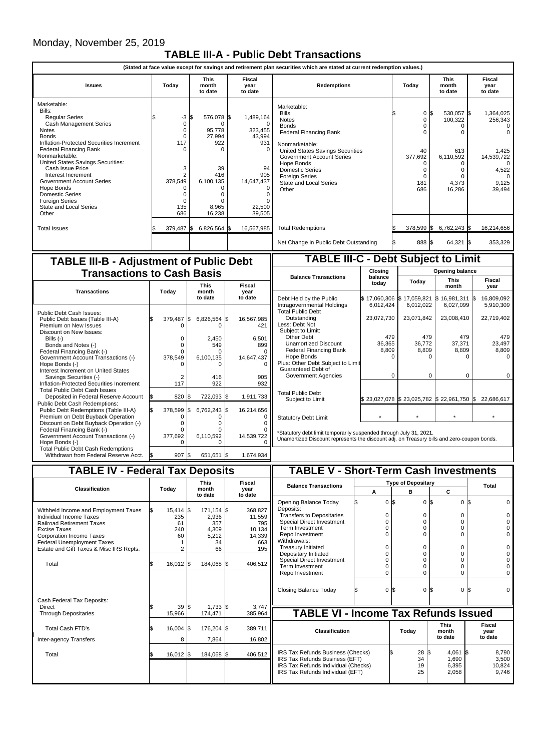Monday, November 25, 2019

# TABLE III-A - Public Debt Transactions

(Stated at face value except for savings and retirement plan securities which are stated at current redemption values.)

| Issues | Today | This month to date | Fiscal year to date |
|---|---|---|---|
| Marketable: | | | |
| Bills: | | | |
| Regular Series | $ -3 | $ 576,078 | $ 1,489,164 |
| Cash Management Series | 0 | 0 | 0 |
| Notes | 0 | 95,778 | 323,455 |
| Bonds | 0 | 27,994 | 43,994 |
| Inflation-Protected Securities Increment | 117 | 922 | 931 |
| Federal Financing Bank | 0 | 0 | 0 |
| Nonmarketable: | | | |
| United States Savings Securities: | | | |
| Cash Issue Price | 3 | 39 | 94 |
| Interest Increment | 2 | 416 | 905 |
| Government Account Series | 378,549 | 6,100,135 | 14,647,437 |
| Hope Bonds | 0 | 0 | 0 |
| Domestic Series | 0 | 0 | 0 |
| Foreign Series | 0 | 0 | 0 |
| State and Local Series | 135 | 8,965 | 22,500 |
| Other | 686 | 16,238 | 39,505 |
| Total Issues | $ 379,487 | $ 6,826,564 | $ 16,567,985 |

| Redemptions | Today | This month to date | Fiscal year to date |
|---|---|---|---|
| Marketable: | | | |
| Bills | $ 0 | $ 530,057 | $ 1,364,025 |
| Notes | 0 | 100,322 | 256,343 |
| Bonds | 0 | 0 | 0 |
| Federal Financing Bank | 0 | 0 | 0 |
| Nonmarketable: | | | |
| United States Savings Securities | 40 | 613 | 1,425 |
| Government Account Series | 377,692 | 6,110,592 | 14,539,722 |
| Hope Bonds | 0 | 0 | 0 |
| Domestic Series | 0 | 0 | 4,522 |
| Foreign Series | 0 | 0 | 0 |
| State and Local Series | 181 | 4,373 | 9,125 |
| Other | 686 | 16,286 | 39,494 |
| Total Redemptions | $ 378,599 | $ 6,762,243 | $ 16,214,656 |
| Net Change in Public Debt Outstanding | $ 888 | $ 64,321 | $ 353,329 |

# TABLE III-B - Adjustment of Public Debt Transactions to Cash Basis

| Transactions | Today | This month to date | Fiscal year to date |
|---|---|---|---|
| Public Debt Cash Issues: | | | |
| Public Debt Issues (Table III-A) | $ 379,487 | $ 6,826,564 | $ 16,567,985 |
| Premium on New Issues | 0 | 0 | 421 |
| Discount on New Issues: | | | |
| Bills (-) | 0 | 2,450 | 6,501 |
| Bonds and Notes (-) | 0 | 549 | 899 |
| Federal Financing Bank (-) | 0 | 0 | 0 |
| Government Account Transactions (-) | 378,549 | 6,100,135 | 14,647,437 |
| Hope Bonds (-) | 0 | 0 | 0 |
| Interest Increment on United States Savings Securities (-) | 2 | 416 | 905 |
| Inflation-Protected Securities Increment | 117 | 922 | 932 |
| Total Public Debt Cash Issues Deposited in Federal Reserve Account | $ 820 | $ 722,093 | $ 1,911,733 |
| Public Debt Cash Redemptions: | | | |
| Public Debt Redemptions (Table III-A) | $ 378,599 | $ 6,762,243 | $ 16,214,656 |
| Premium on Debt Buyback Operation | 0 | 0 | 0 |
| Discount on Debt Buyback Operation (-) | 0 | 0 | 0 |
| Federal Financing Bank (-) | 0 | 0 | 0 |
| Government Account Transactions (-) | 377,692 | 6,110,592 | 14,539,722 |
| Hope Bonds (-) | 0 | 0 | 0 |
| Total Public Debt Cash Redemptions Withdrawn from Federal Reserve Acct. | $ 907 | $ 651,651 | $ 1,674,934 |

# TABLE III-C - Debt Subject to Limit

| Balance Transactions | Closing balance today | Opening balance Today | Opening balance This month | Opening balance Fiscal year |
|---|---|---|---|---|
| Debt Held by the Public | $ 17,060,306 | $ 17,059,821 | $ 16,981,311 | $ 16,809,092 |
| Intragovernmental Holdings | 6,012,424 | 6,012,022 | 6,027,099 | 5,910,309 |
| Total Public Debt Outstanding | 23,072,730 | 23,071,842 | 23,008,410 | 22,719,402 |
| Less: Debt Not Subject to Limit: | | | | |
| Other Debt | 479 | 479 | 479 | 479 |
| Unamortized Discount | 36,365 | 36,772 | 37,371 | 23,497 |
| Federal Financing Bank | 8,809 | 8,809 | 8,809 | 8,809 |
| Hope Bonds | 0 | 0 | 0 | 0 |
| Plus: Other Debt Subject to Limit | | | | |
| Guaranteed Debt of Government Agencies | 0 | 0 | 0 | 0 |
| Total Public Debt Subject to Limit | $ 23,027,078 | $ 23,025,782 | $ 22,961,750 | $ 22,686,617 |
| Statutory Debt Limit | * | * | * | * |

*Statutory debt limit temporarily suspended through July 31, 2021.
Unamortized Discount represents the discount adj. on Treasury bills and zero-coupon bonds.

# TABLE IV - Federal Tax Deposits

| Classification | Today | This month to date | Fiscal year to date |
|---|---|---|---|
| Withheld Income and Employment Taxes | $ 15,414 | $ 171,154 | $ 368,827 |
| Individual Income Taxes | 235 | 2,936 | 11,559 |
| Railroad Retirement Taxes | 61 | 357 | 795 |
| Excise Taxes | 240 | 4,309 | 10,134 |
| Corporation Income Taxes | 60 | 5,212 | 14,339 |
| Federal Unemployment Taxes | 1 | 34 | 663 |
| Estate and Gift Taxes & Misc IRS Rcpts. | 2 | 66 | 195 |
| Total | $ 16,012 | $ 184,068 | $ 406,512 |
| Cash Federal Tax Deposits: | | | |
| Direct | $ 39 | $ 1,733 | $ 3,747 |
| Through Depositaries | 15,966 | 174,471 | 385,964 |
| Total Cash FTD's | $ 16,004 | $ 176,204 | $ 389,711 |
| Inter-agency Transfers | 8 | 7,864 | 16,802 |
| Total | $ 16,012 | $ 184,068 | $ 406,512 |

# TABLE V - Short-Term Cash Investments

| Balance Transactions | Type of Depositary A | B | C | Total |
|---|---|---|---|---|
| Opening Balance Today | $ 0 | $ 0 | $ 0 | $ 0 |
| Deposits: | | | | |
| Transfers to Depositaries | 0 | 0 | 0 | 0 |
| Special Direct Investment | 0 | 0 | 0 | 0 |
| Term Investment | 0 | 0 | 0 | 0 |
| Repo Investment | 0 | 0 | 0 | 0 |
| Withdrawals: | | | | |
| Treasury Initiated | 0 | 0 | 0 | 0 |
| Depositary Initiated | 0 | 0 | 0 | 0 |
| Special Direct Investment | 0 | 0 | 0 | 0 |
| Term Investment | 0 | 0 | 0 | 0 |
| Repo Investment | 0 | 0 | 0 | 0 |
| Closing Balance Today | $ 0 | $ 0 | $ 0 | $ 0 |

# TABLE VI - Income Tax Refunds Issued

| Classification | Today | This month to date | Fiscal year to date |
|---|---|---|---|
| IRS Tax Refunds Business (Checks) | $ 28 | $ 4,061 | $ 8,790 |
| IRS Tax Refunds Business (EFT) | 34 | 1,690 | 3,500 |
| IRS Tax Refunds Individual (Checks) | 19 | 6,395 | 10,824 |
| IRS Tax Refunds Individual (EFT) | 25 | 2,058 | 9,746 |